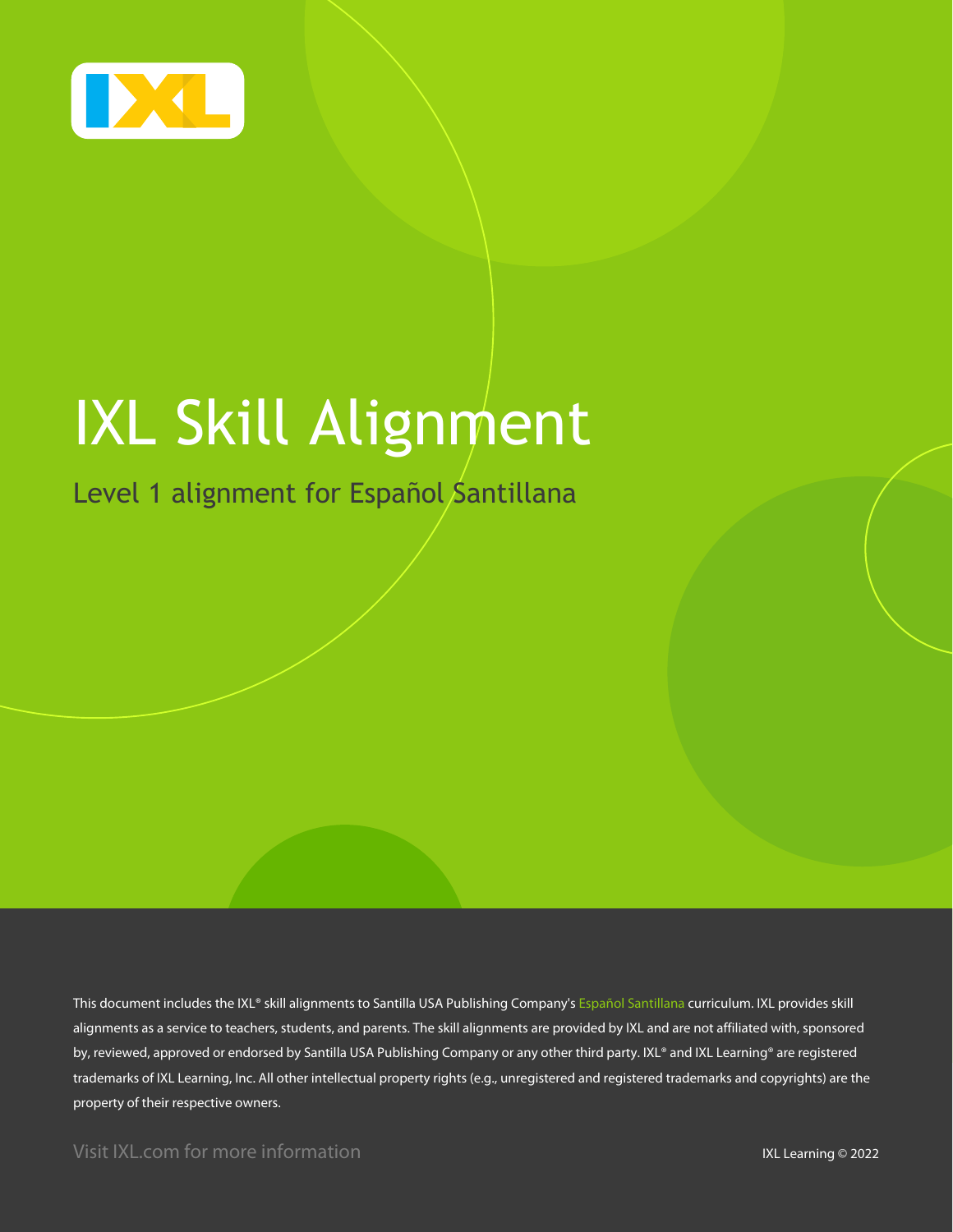# IXL Skill Alignment

## Level 1 alignment for Español Santillana

This document includes the IXL® skill alignments to Santilla USA Publishing Company's Español Santillana curriculum. IXL provides skill alignments as a service to teachers, students, and parents. The skill alignments are provided by IXL and are not affiliated with, sponsored by, reviewed, approved or endorsed by Santilla USA Publishing Company or any other third party. IXL® and IXL Learning® are registered trademarks of IXL Learning, Inc. All other intellectual property rights (e.g., unregistered and registered trademarks and copyrights) are the property of their respective owners.

Visit IXL.com for more information

IXL Learning © 2022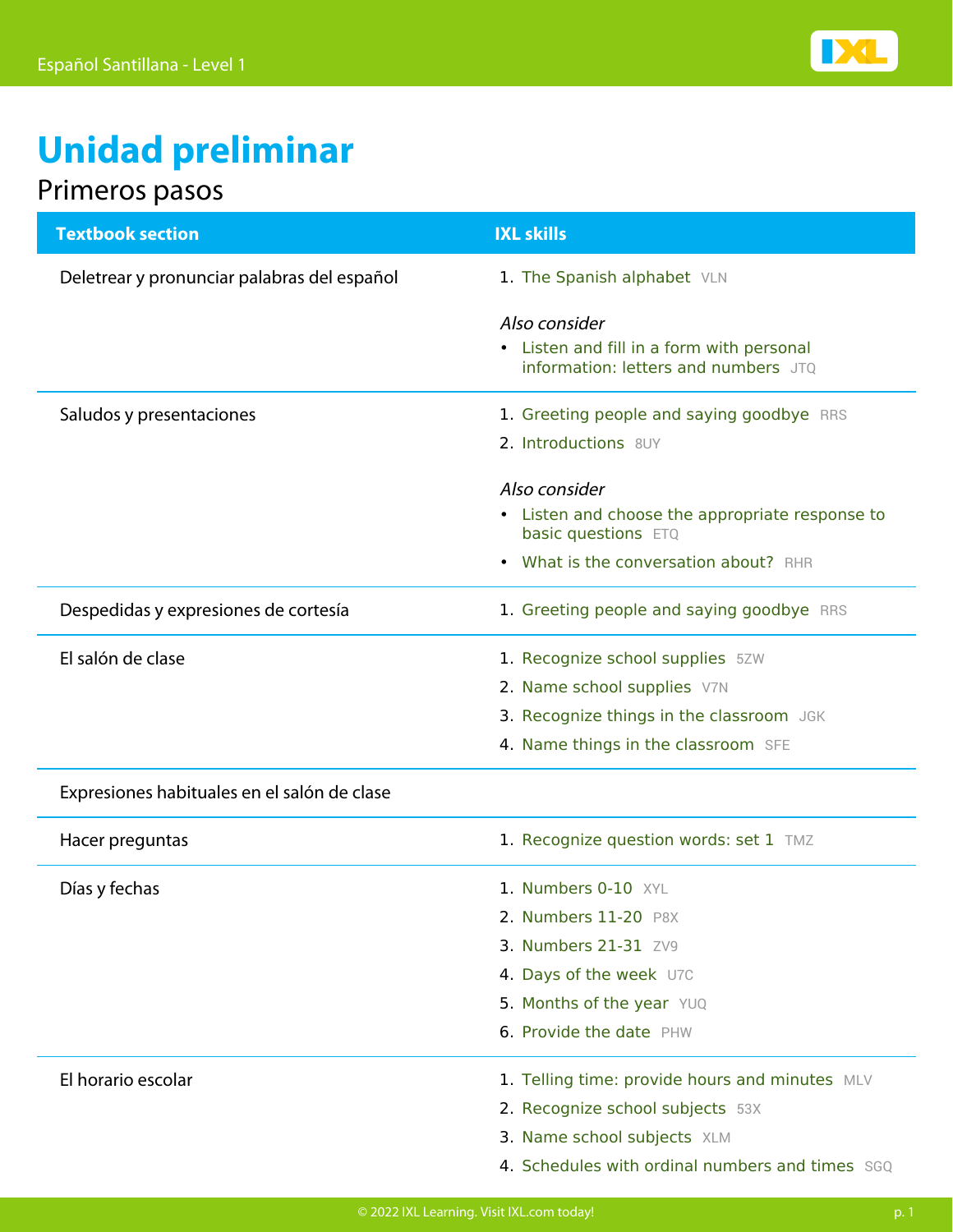# Unidad preliminar

## Primeros pasos

| Textbook section | IXL skills |
| --- | --- |
| Deletrear y pronunciar palabras del español | 1. The Spanish alphabet VLN<br><br>*Also consider*<br>• Listen and fill in a form with personal information: letters and numbers JTQ |
| Saludos y presentaciones | 1. Greeting people and saying goodbye RRS<br>2. Introductions 8UY<br><br>*Also consider*<br>• Listen and choose the appropriate response to basic questions ETQ<br>• What is the conversation about? RHR |
| Despedidas y expresiones de cortesía | 1. Greeting people and saying goodbye RRS |
| El salón de clase | 1. Recognize school supplies 5ZW<br>2. Name school supplies V7N<br>3. Recognize things in the classroom JGK<br>4. Name things in the classroom SFE |
| Expresiones habituales en el salón de clase | |
| Hacer preguntas | 1. Recognize question words: set 1 TMZ |
| Días y fechas | 1. Numbers 0-10 XYL<br>2. Numbers 11-20 P8X<br>3. Numbers 21-31 ZV9<br>4. Days of the week U7C<br>5. Months of the year YUQ<br>6. Provide the date PHW |
| El horario escolar | 1. Telling time: provide hours and minutes MLV<br>2. Recognize school subjects 53X<br>3. Name school subjects XLM<br>4. Schedules with ordinal numbers and times SGQ |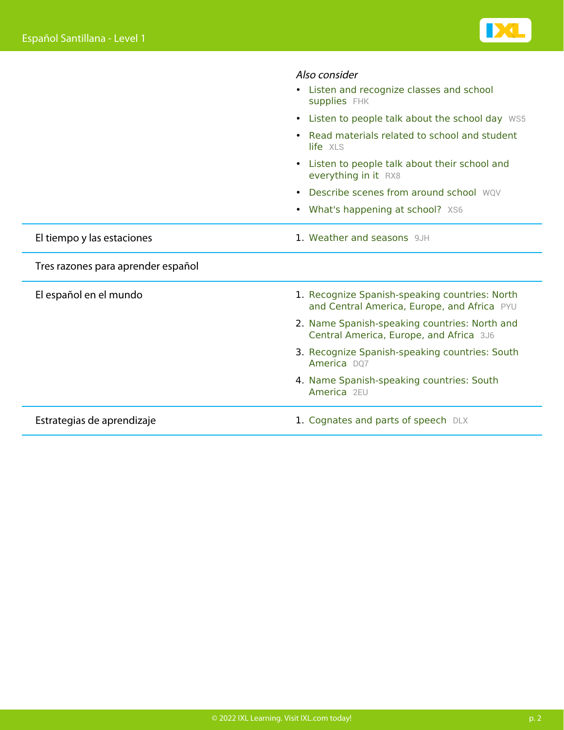| | |
|---|---|
| | *Also consider*<br>• Listen and recognize classes and school supplies FHK<br>• Listen to people talk about the school day WS5<br>• Read materials related to school and student life XLS<br>• Listen to people talk about their school and everything in it RX8<br>• Describe scenes from around school WQV<br>• What's happening at school? XS6 |
| El tiempo y las estaciones | 1. Weather and seasons 9JH |
| Tres razones para aprender español | |
| El español en el mundo | 1. Recognize Spanish-speaking countries: North and Central America, Europe, and Africa PYU<br>2. Name Spanish-speaking countries: North and Central America, Europe, and Africa 3J6<br>3. Recognize Spanish-speaking countries: South America DQ7<br>4. Name Spanish-speaking countries: South America 2EU |
| Estrategias de aprendizaje | 1. Cognates and parts of speech DLX |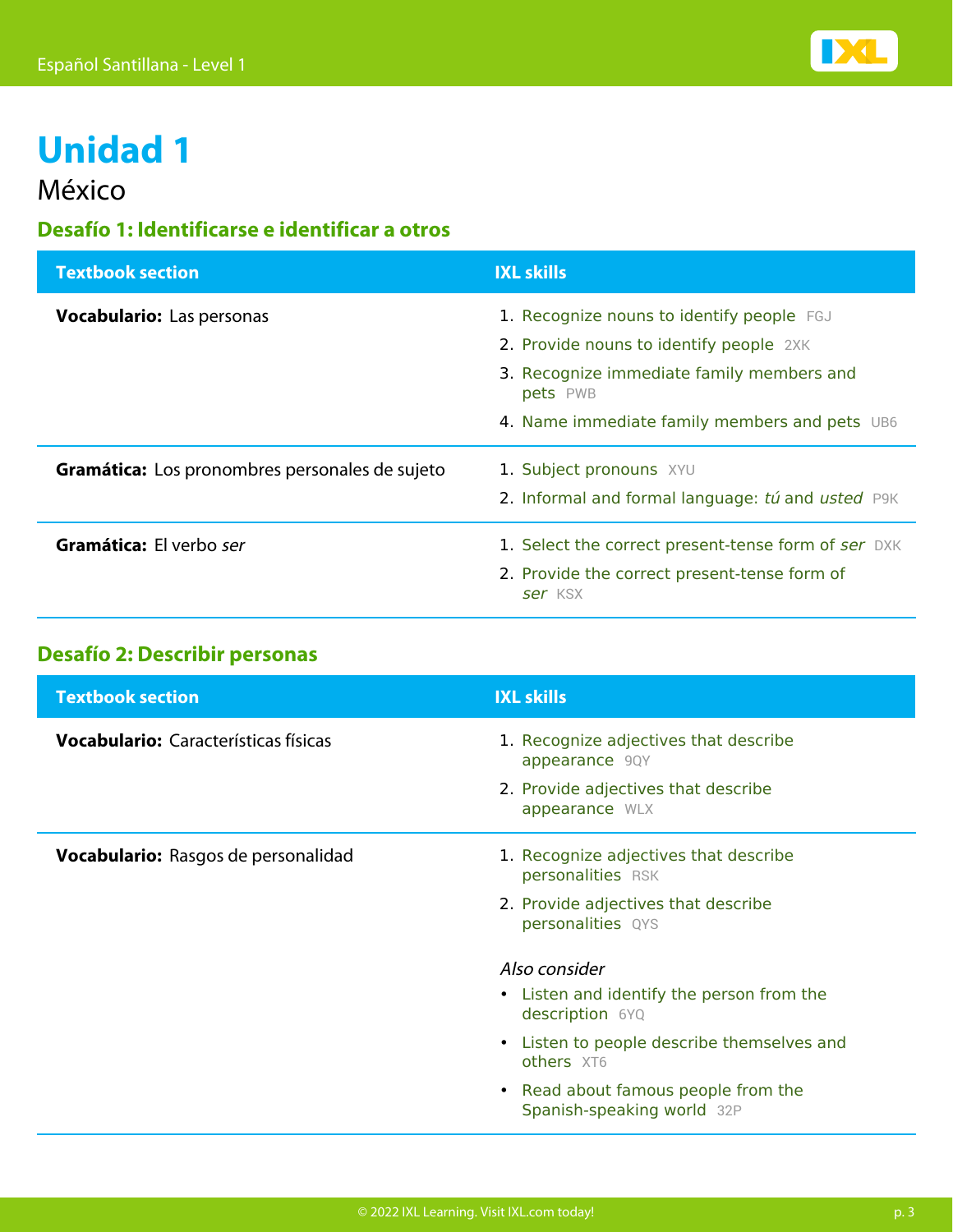# Unidad 1

México

## Desafío 1: Identificarse e identificar a otros

| Textbook section | IXL skills |
| --- | --- |
| **Vocabulario:** Las personas | 1. Recognize nouns to identify people FGJ<br>2. Provide nouns to identify people 2XK<br>3. Recognize immediate family members and pets PWB<br>4. Name immediate family members and pets UB6 |
| **Gramática:** Los pronombres personales de sujeto | 1. Subject pronouns XYU<br>2. Informal and formal language: *tú* and *usted* P9K |
| **Gramática:** El verbo *ser* | 1. Select the correct present-tense form of *ser* DXK<br>2. Provide the correct present-tense form of *ser* KSX |

## Desafío 2: Describir personas

| Textbook section | IXL skills |
| --- | --- |
| **Vocabulario:** Características físicas | 1. Recognize adjectives that describe appearance 9QY<br>2. Provide adjectives that describe appearance WLX |
| **Vocabulario:** Rasgos de personalidad | 1. Recognize adjectives that describe personalities RSK<br>2. Provide adjectives that describe personalities QYS<br><br>*Also consider*<br>• Listen and identify the person from the description 6YQ<br>• Listen to people describe themselves and others XT6<br>• Read about famous people from the Spanish-speaking world 32P |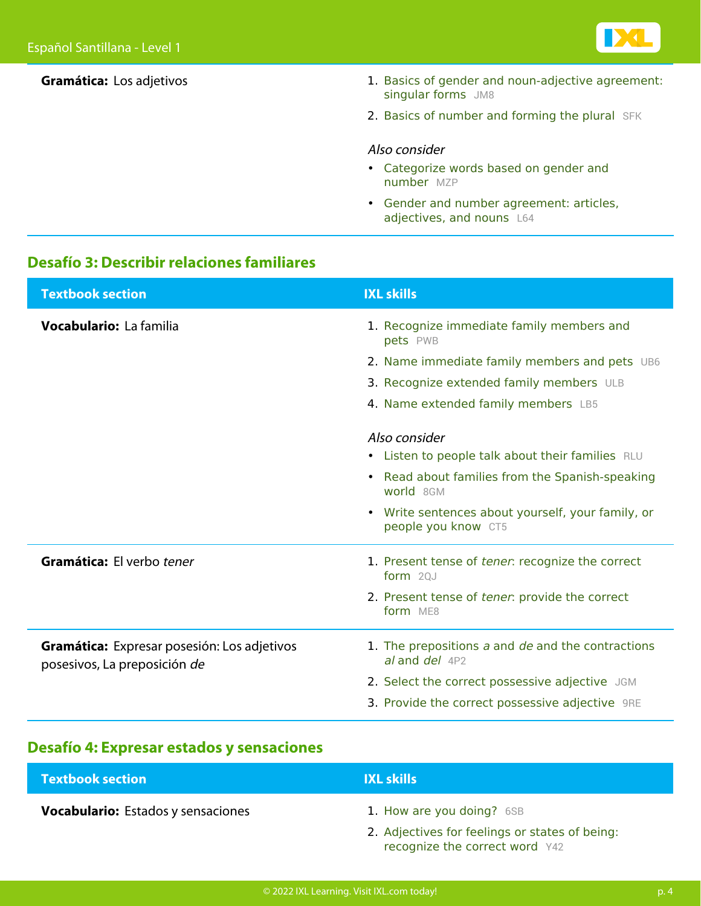| Textbook section | IXL skills |
|---|---|
| **Gramática:** Los adjetivos | 1. Basics of gender and noun-adjective agreement: singular forms JM8<br>2. Basics of number and forming the plural SFK<br><br>*Also consider*<br>• Categorize words based on gender and number MZP<br>• Gender and number agreement: articles, adjectives, and nouns L64 |

## Desafío 3: Describir relaciones familiares

| Textbook section | IXL skills |
|---|---|
| **Vocabulario:** La familia | 1. Recognize immediate family members and pets PWB<br>2. Name immediate family members and pets UB6<br>3. Recognize extended family members ULB<br>4. Name extended family members LB5<br><br>*Also consider*<br>• Listen to people talk about their families RLU<br>• Read about families from the Spanish-speaking world 8GM<br>• Write sentences about yourself, your family, or people you know CT5 |
| **Gramática:** El verbo *tener* | 1. Present tense of *tener*: recognize the correct form 2QJ<br>2. Present tense of *tener*: provide the correct form ME8 |
| **Gramática:** Expresar posesión: Los adjetivos posesivos, La preposición *de* | 1. The prepositions *a* and *de* and the contractions *al* and *del* 4P2<br>2. Select the correct possessive adjective JGM<br>3. Provide the correct possessive adjective 9RE |

## Desafío 4: Expresar estados y sensaciones

| Textbook section | IXL skills |
|---|---|
| **Vocabulario:** Estados y sensaciones | 1. How are you doing? 6SB<br>2. Adjectives for feelings or states of being: recognize the correct word Y42 |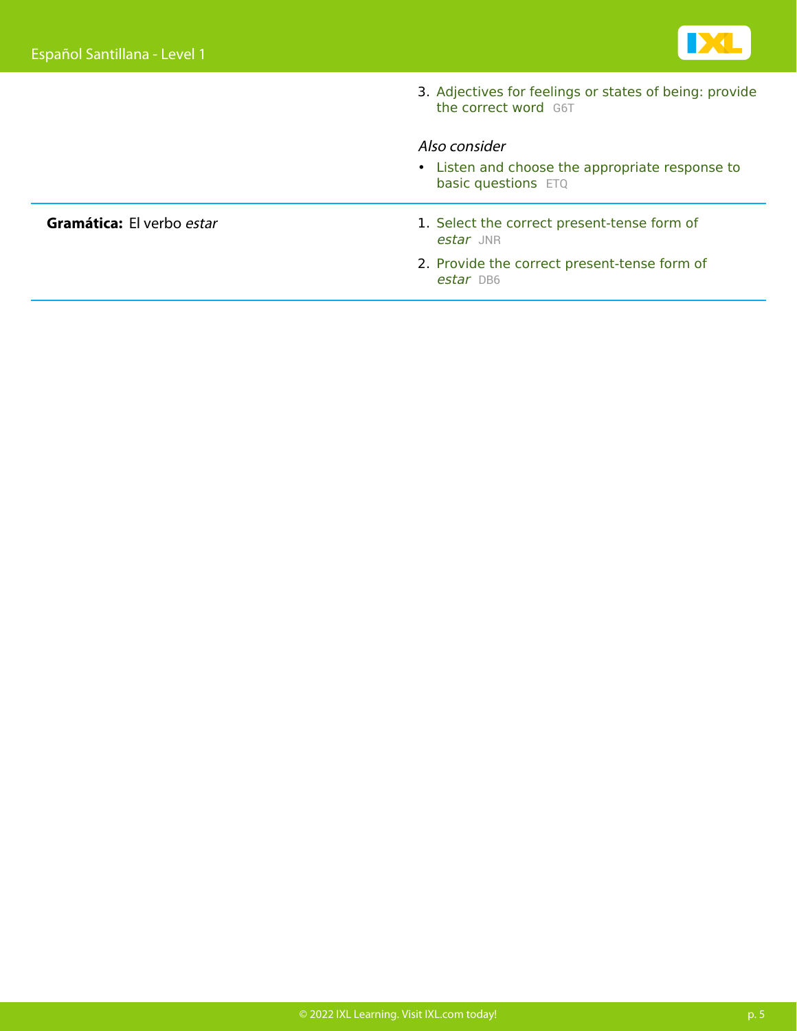3. Adjectives for feelings or states of being: provide the correct word G6T

*Also consider*

- Listen and choose the appropriate response to basic questions ETQ

| | |
|---|---|
| **Gramática:** El verbo *estar* | 1. Select the correct present-tense form of *estar* JNR<br>2. Provide the correct present-tense form of *estar* DB6 |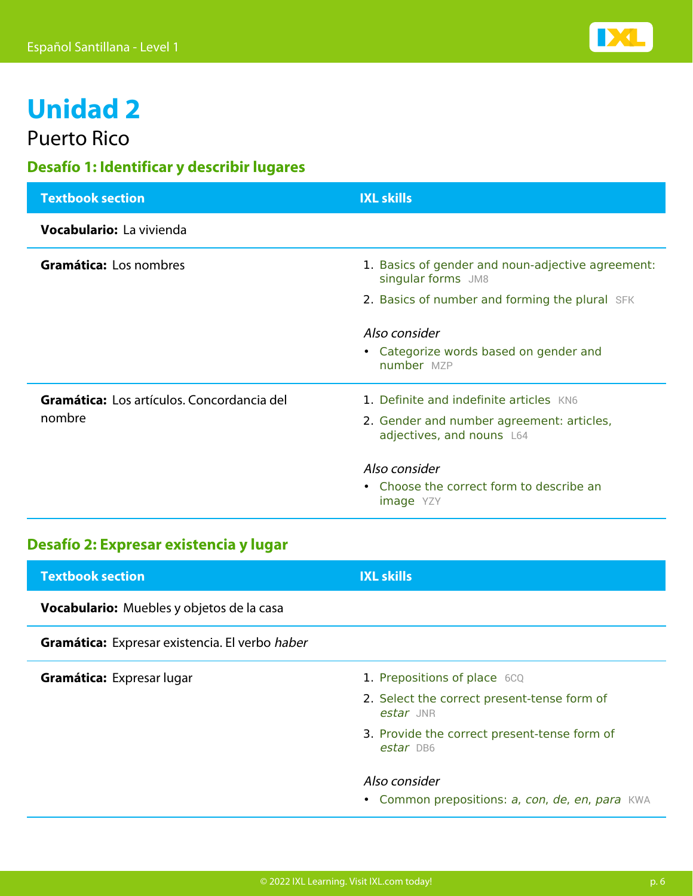# Unidad 2

Puerto Rico

## Desafío 1: Identificar y describir lugares

| Textbook section | IXL skills |
| --- | --- |
| **Vocabulario:** La vivienda | |
| **Gramática:** Los nombres | 1. Basics of gender and noun-adjective agreement: singular forms JM8<br>2. Basics of number and forming the plural SFK<br><br>*Also consider*<br>• Categorize words based on gender and number MZP |
| **Gramática:** Los artículos. Concordancia del nombre | 1. Definite and indefinite articles KN6<br>2. Gender and number agreement: articles, adjectives, and nouns L64<br><br>*Also consider*<br>• Choose the correct form to describe an image YZY |

## Desafío 2: Expresar existencia y lugar

| Textbook section | IXL skills |
| --- | --- |
| **Vocabulario:** Muebles y objetos de la casa | |
| **Gramática:** Expresar existencia. El verbo *haber* | |
| **Gramática:** Expresar lugar | 1. Prepositions of place 6CQ<br>2. Select the correct present-tense form of *estar* JNR<br>3. Provide the correct present-tense form of *estar* DB6<br><br>*Also consider*<br>• Common prepositions: *a, con, de, en, para* KWA |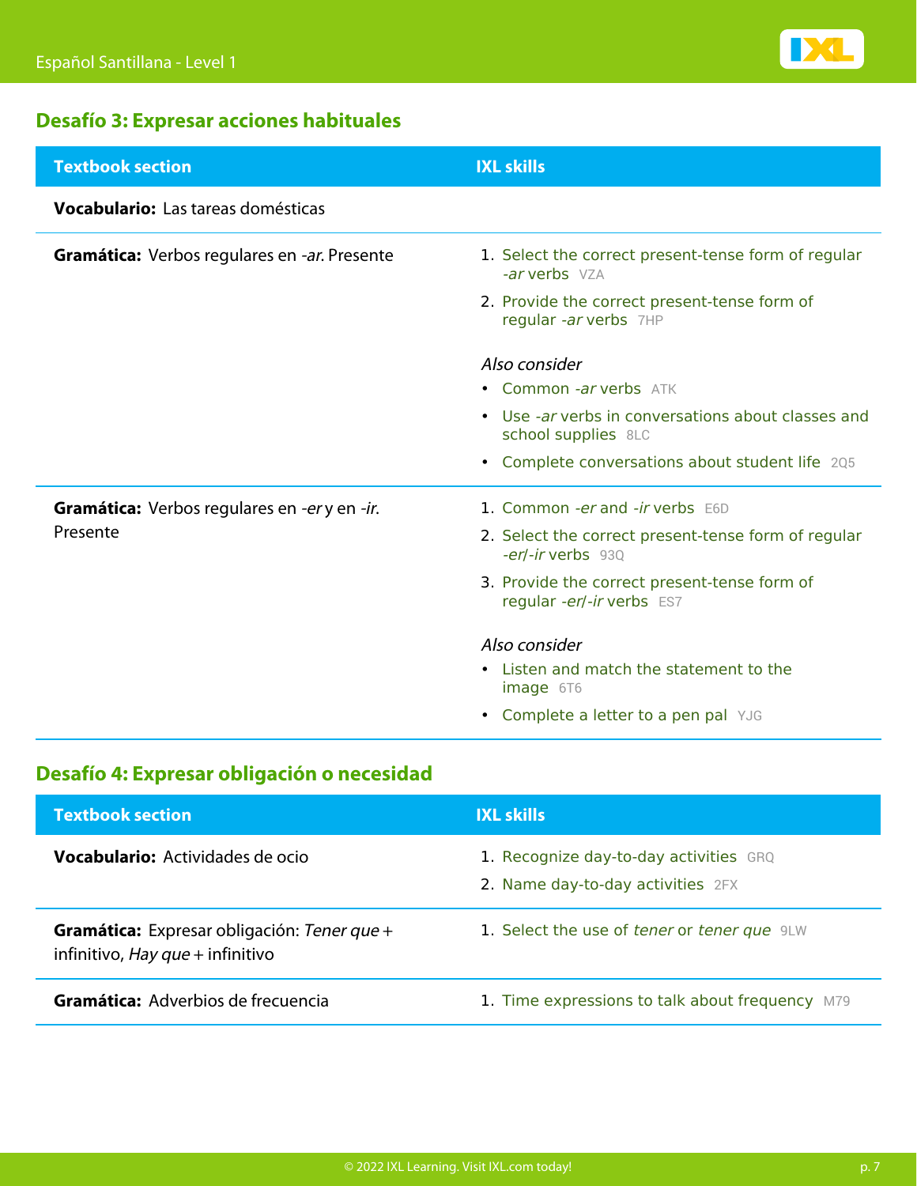## Desafío 3: Expresar acciones habituales

| Textbook section | IXL skills |
|---|---|
| **Vocabulario:** Las tareas domésticas | |
| **Gramática:** Verbos regulares en *-ar*. Presente | 1. Select the correct present-tense form of regular *-ar* verbs VZA<br>2. Provide the correct present-tense form of regular *-ar* verbs 7HP<br><br>*Also consider*<br>• Common *-ar* verbs ATK<br>• Use *-ar* verbs in conversations about classes and school supplies 8LC<br>• Complete conversations about student life 2Q5 |
| **Gramática:** Verbos regulares en *-er* y en *-ir*. Presente | 1. Common *-er* and *-ir* verbs E6D<br>2. Select the correct present-tense form of regular *-er*/*-ir* verbs 93Q<br>3. Provide the correct present-tense form of regular *-er*/*-ir* verbs ES7<br><br>*Also consider*<br>• Listen and match the statement to the image 6T6<br>• Complete a letter to a pen pal YJG |

## Desafío 4: Expresar obligación o necesidad

| Textbook section | IXL skills |
|---|---|
| **Vocabulario:** Actividades de ocio | 1. Recognize day-to-day activities GRQ<br>2. Name day-to-day activities 2FX |
| **Gramática:** Expresar obligación: *Tener que* + infinitivo, *Hay que* + infinitivo | 1. Select the use of *tener* or *tener que* 9LW |
| **Gramática:** Adverbios de frecuencia | 1. Time expressions to talk about frequency M79 |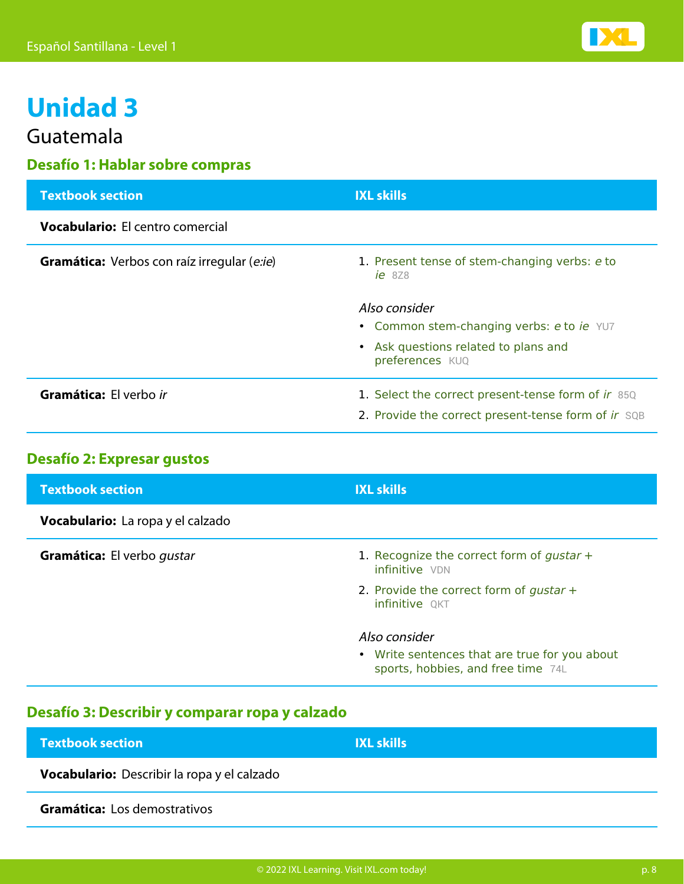# Unidad 3

Guatemala

## Desafío 1: Hablar sobre compras

| Textbook section | IXL skills |
| --- | --- |
| **Vocabulario:** El centro comercial | |
| **Gramática:** Verbos con raíz irregular (*e:ie*) | 1. Present tense of stem-changing verbs: *e* to *ie* 8Z8<br><br>*Also consider*<br>• Common stem-changing verbs: *e* to *ie* YU7<br>• Ask questions related to plans and preferences KUQ |
| **Gramática:** El verbo *ir* | 1. Select the correct present-tense form of *ir* 85Q<br>2. Provide the correct present-tense form of *ir* SQB |

## Desafío 2: Expresar gustos

| Textbook section | IXL skills |
| --- | --- |
| **Vocabulario:** La ropa y el calzado | |
| **Gramática:** El verbo *gustar* | 1. Recognize the correct form of *gustar* + infinitive VDN<br>2. Provide the correct form of *gustar* + infinitive QKT<br><br>*Also consider*<br>• Write sentences that are true for you about sports, hobbies, and free time 74L |

## Desafío 3: Describir y comparar ropa y calzado

| Textbook section | IXL skills |
| --- | --- |
| **Vocabulario:** Describir la ropa y el calzado | |
| **Gramática:** Los demostrativos | |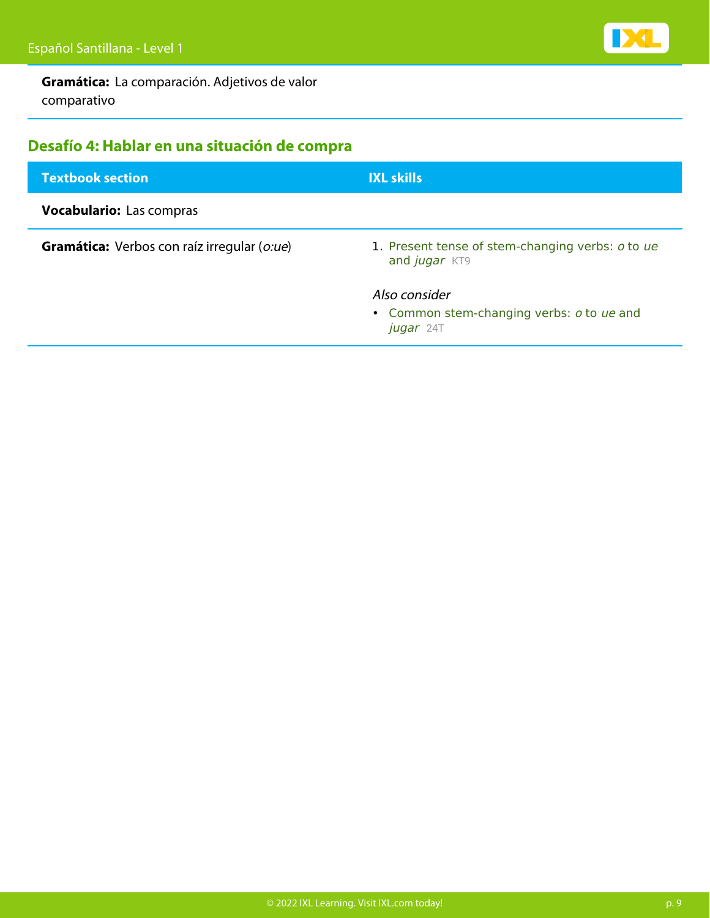| | |
|---|---|
| **Gramática:** La comparación. Adjetivos de valor comparativo | |

## Desafío 4: Hablar en una situación de compra

| Textbook section | IXL skills |
|---|---|
| **Vocabulario:** Las compras | |
| **Gramática:** Verbos con raíz irregular (*o:ue*) | 1. Present tense of stem-changing verbs: *o* to *ue* and *jugar* KT9<br><br>*Also consider*<br>• Common stem-changing verbs: *o* to *ue* and *jugar* 24T |